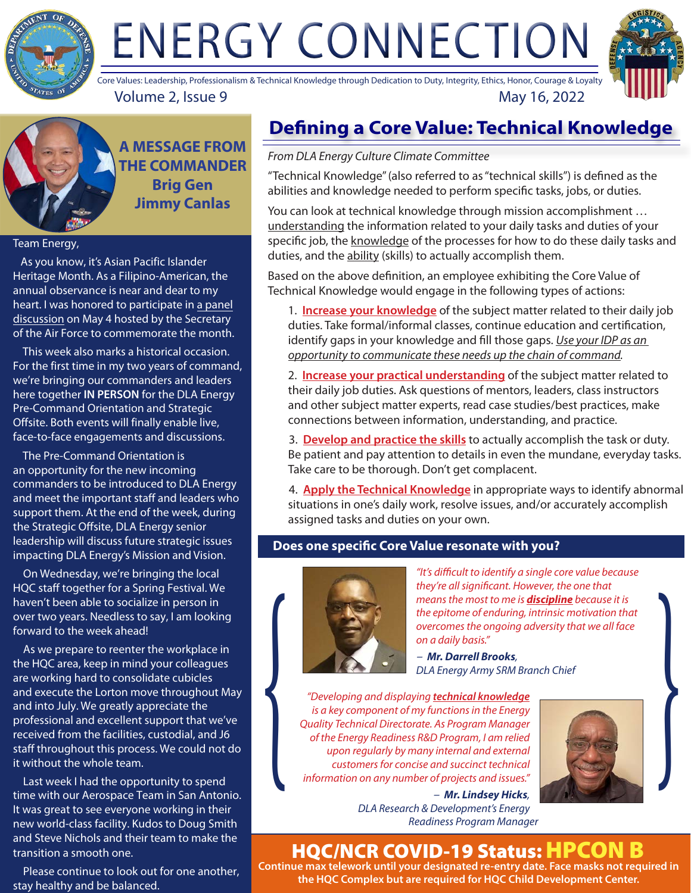# ENERGY CONNECTION

Core Values: Leadership, Professionalism & Technical Knowledge through Dedication to Duty, Integrity, Ethics, Honor, Courage & Loyalty

Volume 2, Issue 9 — May 16, 2022

## A MESSAGE FROM THE COMMANDER
### Brig Gen Jimmy Canlas

Team Energy,

As you know, it's Asian Pacific Islander Heritage Month. As a Filipino-American, the annual observance is near and dear to my heart. I was honored to participate in a panel discussion on May 4 hosted by the Secretary of the Air Force to commemorate the month.

This week also marks a historical occasion. For the first time in my two years of command, we're bringing our commanders and leaders here together **IN PERSON** for the DLA Energy Pre-Command Orientation and Strategic Offsite. Both events will finally enable live, face-to-face engagements and discussions.

The Pre-Command Orientation is an opportunity for the new incoming commanders to be introduced to DLA Energy and meet the important staff and leaders who support them. At the end of the week, during the Strategic Offsite, DLA Energy senior leadership will discuss future strategic issues impacting DLA Energy's Mission and Vision.

On Wednesday, we're bringing the local HQC staff together for a Spring Festival. We haven't been able to socialize in person in over two years. Needless to say, I am looking forward to the week ahead!

As we prepare to reenter the workplace in the HQC area, keep in mind your colleagues are working hard to consolidate cubicles and execute the Lorton move throughout May and into July. We greatly appreciate the professional and excellent support that we've received from the facilities, custodial, and J6 staff throughout this process. We could not do it without the whole team.

Last week I had the opportunity to spend time with our Aerospace Team in San Antonio. It was great to see everyone working in their new world-class facility. Kudos to Doug Smith and Steve Nichols and their team to make the transition a smooth one.

Please continue to look out for one another, stay healthy and be balanced.

## Defining a Core Value: Technical Knowledge

*From DLA Energy Culture Climate Committee*

"Technical Knowledge" (also referred to as "technical skills") is defined as the abilities and knowledge needed to perform specific tasks, jobs, or duties.

You can look at technical knowledge through mission accomplishment … understanding the information related to your daily tasks and duties of your specific job, the knowledge of the processes for how to do these daily tasks and duties, and the ability (skills) to actually accomplish them.

Based on the above definition, an employee exhibiting the Core Value of Technical Knowledge would engage in the following types of actions:

1. **Increase your knowledge** of the subject matter related to their daily job duties. Take formal/informal classes, continue education and certification, identify gaps in your knowledge and fill those gaps. *Use your IDP as an opportunity to communicate these needs up the chain of command.*
2. **Increase your practical understanding** of the subject matter related to their daily job duties. Ask questions of mentors, leaders, class instructors and other subject matter experts, read case studies/best practices, make connections between information, understanding, and practice.
3. **Develop and practice the skills** to actually accomplish the task or duty. Be patient and pay attention to details in even the mundane, everyday tasks. Take care to be thorough. Don't get complacent.
4. **Apply the Technical Knowledge** in appropriate ways to identify abnormal situations in one's daily work, resolve issues, and/or accurately accomplish assigned tasks and duties on your own.

### Does one specific Core Value resonate with you?

*"It's difficult to identify a single core value because they're all significant. However, the one that means the most to me is **discipline** because it is the epitome of enduring, intrinsic motivation that overcomes the ongoing adversity that we all face on a daily basis."*

*– **Mr. Darrell Brooks**, DLA Energy Army SRM Branch Chief*

*"Developing and displaying **technical knowledge** is a key component of my functions in the Energy Quality Technical Directorate. As Program Manager of the Energy Readiness R&D Program, I am relied upon regularly by many internal and external customers for concise and succinct technical information on any number of projects and issues."*

*– **Mr. Lindsey Hicks**, DLA Research & Development's Energy Readiness Program Manager*

## HQC/NCR COVID-19 Status: HPCON B

**Continue max telework until your designated re-entry date. Face masks not required in the HQC Complex but are required for HQC Child Development Center.**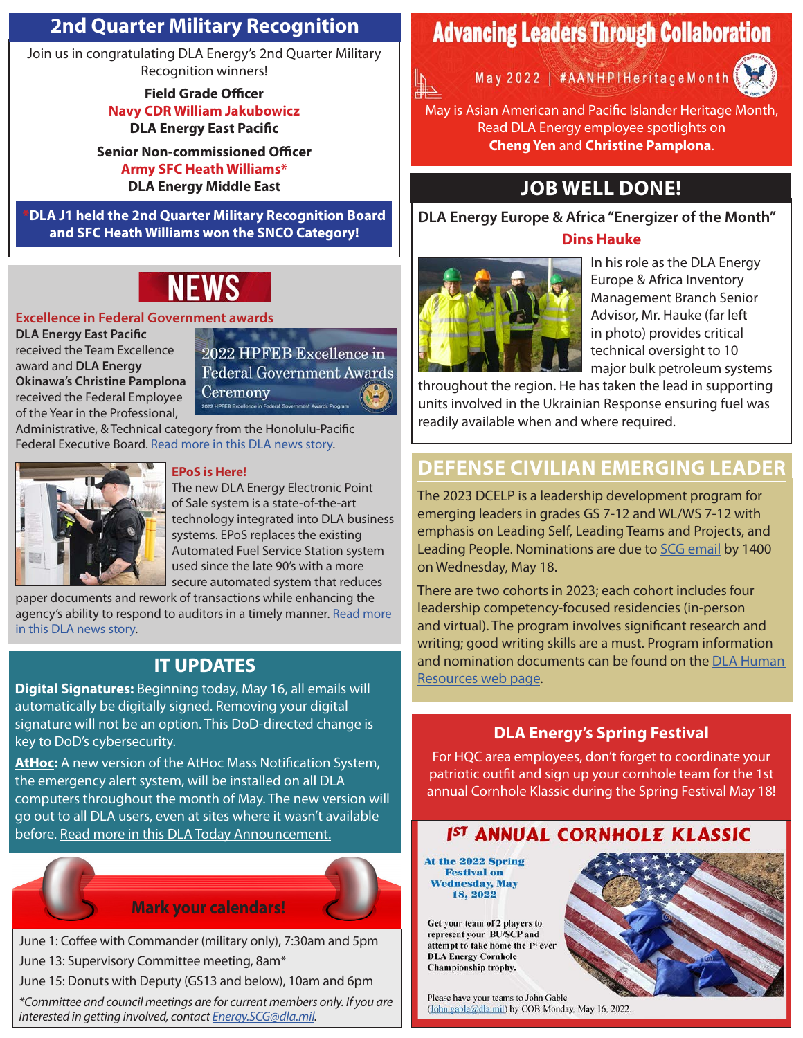## 2nd Quarter Military Recognition

Join us in congratulating DLA Energy's 2nd Quarter Military Recognition winners!

**Field Grade Officer**
**Navy CDR William Jakubowicz**
**DLA Energy East Pacific**

**Senior Non-commissioned Officer**
**Army SFC Heath Williams***
**DLA Energy Middle East**

***DLA J1 held the 2nd Quarter Military Recognition Board and SFC Heath Williams won the SNCO Category!**

## NEWS

### Excellence in Federal Government awards

**DLA Energy East Pacific** received the Team Excellence award and **DLA Energy Okinawa's Christine Pamplona** received the Federal Employee of the Year in the Professional, Administrative, & Technical category from the Honolulu-Pacific Federal Executive Board. Read more in this DLA news story.

2022 HPFEB Excellence in Federal Government Awards Ceremony

2022 HPFEB Excellence in Federal Government Awards Program

### EPoS is Here!

The new DLA Energy Electronic Point of Sale system is a state-of-the-art technology integrated into DLA business systems. EPoS replaces the existing Automated Fuel Service Station system used since the late 90's with a more secure automated system that reduces paper documents and rework of transactions while enhancing the agency's ability to respond to auditors in a timely manner. Read more in this DLA news story.

## IT UPDATES

**Digital Signatures:** Beginning today, May 16, all emails will automatically be digitally signed. Removing your digital signature will not be an option. This DoD-directed change is key to DoD's cybersecurity.

**AtHoc:** A new version of the AtHoc Mass Notification System, the emergency alert system, will be installed on all DLA computers throughout the month of May. The new version will go out to all DLA users, even at sites where it wasn't available before. Read more in this DLA Today Announcement.

## Mark your calendars!

June 1: Coffee with Commander (military only), 7:30am and 5pm
June 13: Supervisory Committee meeting, 8am*
June 15: Donuts with Deputy (GS13 and below), 10am and 6pm

*\*Committee and council meetings are for current members only. If you are interested in getting involved, contact Energy.SCG@dla.mil.*

## Advancing Leaders Through Collaboration

May 2022 | #AANHPIHeritageMonth

May is Asian American and Pacific Islander Heritage Month, Read DLA Energy employee spotlights on **Cheng Yen** and **Christine Pamplona**.

## JOB WELL DONE!

**DLA Energy Europe & Africa "Energizer of the Month"**

**Dins Hauke**

In his role as the DLA Energy Europe & Africa Inventory Management Branch Senior Advisor, Mr. Hauke (far left in photo) provides critical technical oversight to 10 major bulk petroleum systems throughout the region. He has taken the lead in supporting units involved in the Ukrainian Response ensuring fuel was readily available when and where required.

## DEFENSE CIVILIAN EMERGING LEADER

The 2023 DCELP is a leadership development program for emerging leaders in grades GS 7-12 and WL/WS 7-12 with emphasis on Leading Self, Leading Teams and Projects, and Leading People. Nominations are due to SCG email by 1400 on Wednesday, May 18.

There are two cohorts in 2023; each cohort includes four leadership competency-focused residencies (in-person and virtual). The program involves significant research and writing; good writing skills are a must. Program information and nomination documents can be found on the DLA Human Resources web page.

## DLA Energy's Spring Festival

For HQC area employees, don't forget to coordinate your patriotic outfit and sign up your cornhole team for the 1st annual Cornhole Klassic during the Spring Festival May 18!

### 1ST ANNUAL CORNHOLE KLASSIC

**At the 2022 Spring Festival on Wednesday, May 18, 2022**

**Get your team of 2 players to represent your BU/SCP and attempt to take home the 1st ever DLA Energy Cornhole Championship trophy.**

Please have your teams to John Gable (John.gable@dla.mil) by COB Monday, May 16, 2022.